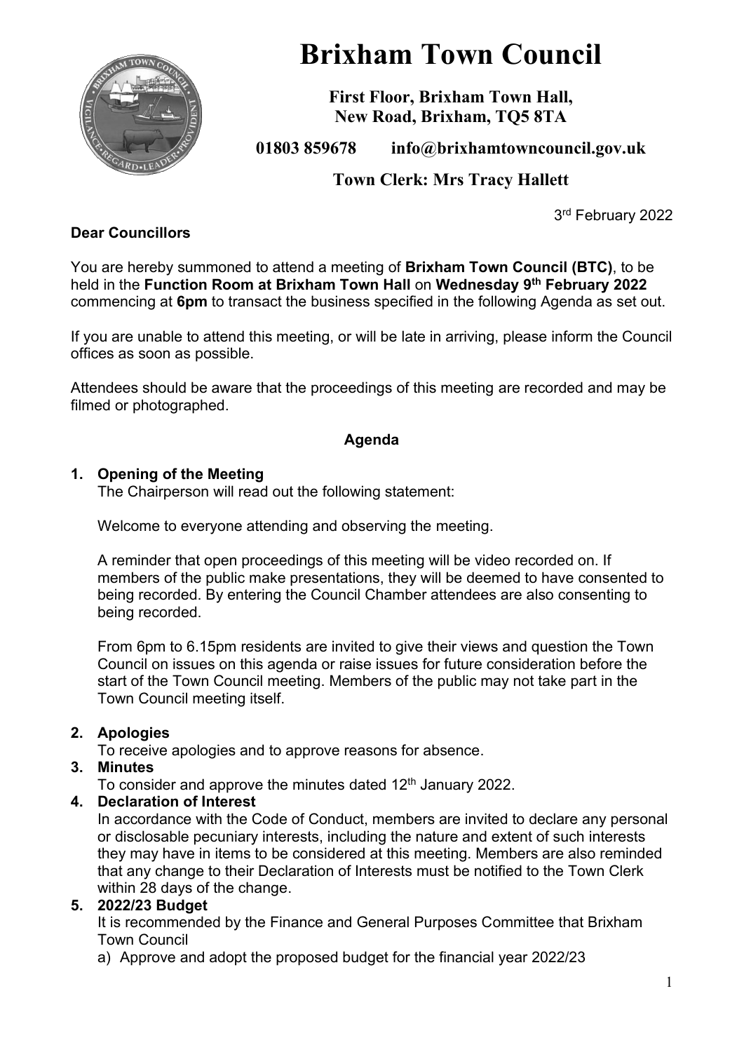# Brixham Town Council

**First Floor, Brixham Town Hall,**
**New Road, Brixham, TQ5 8TA**

**01803 859678 info@brixhamtowncouncil.gov.uk**

**Town Clerk: Mrs Tracy Hallett**

3rd February 2022

**Dear Councillors**

You are hereby summoned to attend a meeting of **Brixham Town Council (BTC)**, to be held in the **Function Room at Brixham Town Hall** on **Wednesday 9th February 2022** commencing at **6pm** to transact the business specified in the following Agenda as set out.

If you are unable to attend this meeting, or will be late in arriving, please inform the Council offices as soon as possible.

Attendees should be aware that the proceedings of this meeting are recorded and may be filmed or photographed.

**Agenda**

1. **Opening of the Meeting**
   The Chairperson will read out the following statement:

   Welcome to everyone attending and observing the meeting.

   A reminder that open proceedings of this meeting will be video recorded on. If members of the public make presentations, they will be deemed to have consented to being recorded. By entering the Council Chamber attendees are also consenting to being recorded.

   From 6pm to 6.15pm residents are invited to give their views and question the Town Council on issues on this agenda or raise issues for future consideration before the start of the Town Council meeting. Members of the public may not take part in the Town Council meeting itself.

2. **Apologies**
   To receive apologies and to approve reasons for absence.
3. **Minutes**
   To consider and approve the minutes dated 12th January 2022.
4. **Declaration of Interest**
   In accordance with the Code of Conduct, members are invited to declare any personal or disclosable pecuniary interests, including the nature and extent of such interests they may have in items to be considered at this meeting. Members are also reminded that any change to their Declaration of Interests must be notified to the Town Clerk within 28 days of the change.
5. **2022/23 Budget**
   It is recommended by the Finance and General Purposes Committee that Brixham Town Council
   a) Approve and adopt the proposed budget for the financial year 2022/23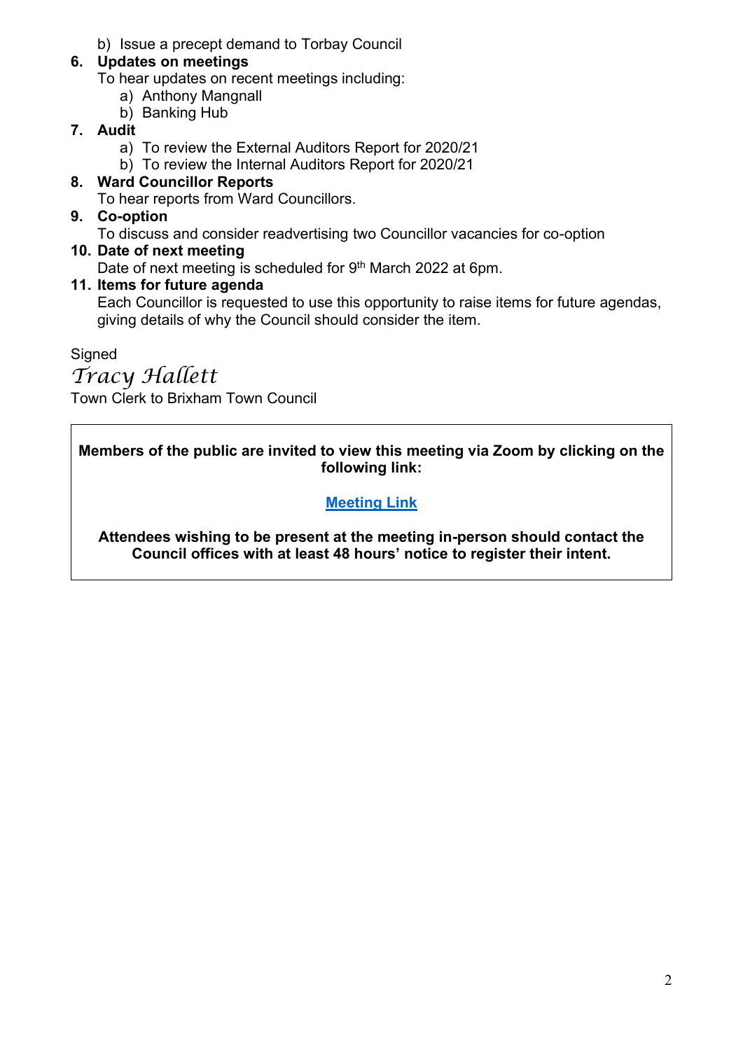b) Issue a precept demand to Torbay Council

**6. Updates on meetings**

To hear updates on recent meetings including:

a) Anthony Mangnall
b) Banking Hub

**7. Audit**

a) To review the External Auditors Report for 2020/21
b) To review the Internal Auditors Report for 2020/21

**8. Ward Councillor Reports**

To hear reports from Ward Councillors.

**9. Co-option**

To discuss and consider readvertising two Councillor vacancies for co-option

**10. Date of next meeting**

Date of next meeting is scheduled for 9th March 2022 at 6pm.

**11. Items for future agenda**

Each Councillor is requested to use this opportunity to raise items for future agendas, giving details of why the Council should consider the item.

Signed

*Tracy Hallett*

Town Clerk to Brixham Town Council

**Members of the public are invited to view this meeting via Zoom by clicking on the following link:**

**Meeting Link**

**Attendees wishing to be present at the meeting in-person should contact the Council offices with at least 48 hours' notice to register their intent.**